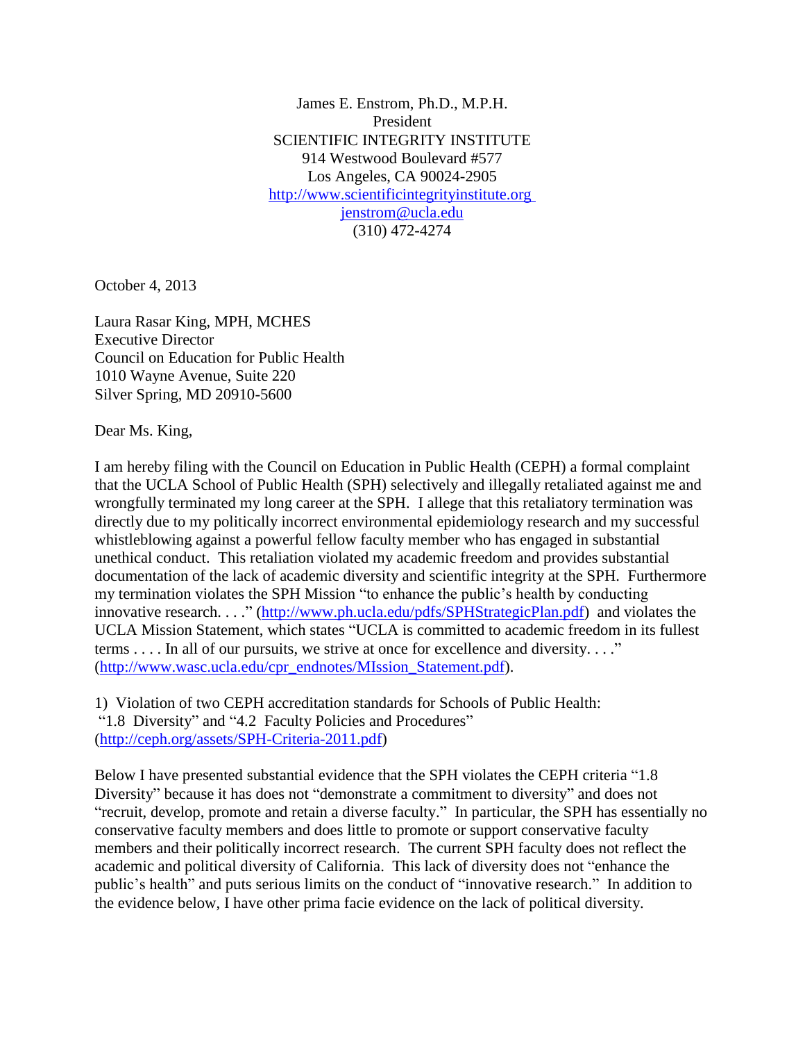James E. Enstrom, Ph.D., M.P.H.
President
SCIENTIFIC INTEGRITY INSTITUTE
914 Westwood Boulevard #577
Los Angeles, CA 90024-2905
http://www.scientificintegrityinstitute.org
jenstrom@ucla.edu
(310) 472-4274

October 4, 2013

Laura Rasar King, MPH, MCHES
Executive Director
Council on Education for Public Health
1010 Wayne Avenue, Suite 220
Silver Spring, MD 20910-5600

Dear Ms. King,

I am hereby filing with the Council on Education in Public Health (CEPH) a formal complaint that the UCLA School of Public Health (SPH) selectively and illegally retaliated against me and wrongfully terminated my long career at the SPH. I allege that this retaliatory termination was directly due to my politically incorrect environmental epidemiology research and my successful whistleblowing against a powerful fellow faculty member who has engaged in substantial unethical conduct. This retaliation violated my academic freedom and provides substantial documentation of the lack of academic diversity and scientific integrity at the SPH. Furthermore my termination violates the SPH Mission "to enhance the public's health by conducting innovative research. . . ." (http://www.ph.ucla.edu/pdfs/SPHStrategicPlan.pdf) and violates the UCLA Mission Statement, which states "UCLA is committed to academic freedom in its fullest terms . . . . In all of our pursuits, we strive at once for excellence and diversity. . . ." (http://www.wasc.ucla.edu/cpr_endnotes/MIssion_Statement.pdf).

1) Violation of two CEPH accreditation standards for Schools of Public Health: "1.8 Diversity" and "4.2 Faculty Policies and Procedures" (http://ceph.org/assets/SPH-Criteria-2011.pdf)

Below I have presented substantial evidence that the SPH violates the CEPH criteria "1.8 Diversity" because it has does not "demonstrate a commitment to diversity" and does not "recruit, develop, promote and retain a diverse faculty." In particular, the SPH has essentially no conservative faculty members and does little to promote or support conservative faculty members and their politically incorrect research. The current SPH faculty does not reflect the academic and political diversity of California. This lack of diversity does not "enhance the public's health" and puts serious limits on the conduct of "innovative research." In addition to the evidence below, I have other prima facie evidence on the lack of political diversity.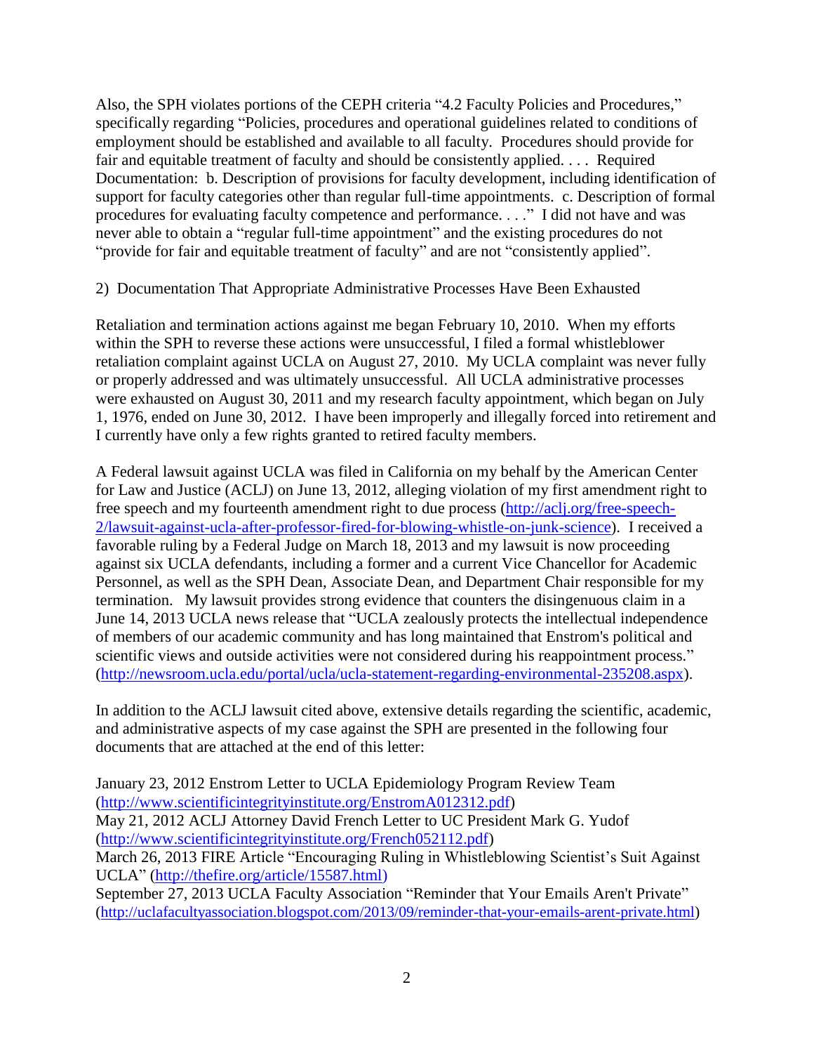Also, the SPH violates portions of the CEPH criteria "4.2 Faculty Policies and Procedures," specifically regarding "Policies, procedures and operational guidelines related to conditions of employment should be established and available to all faculty. Procedures should provide for fair and equitable treatment of faculty and should be consistently applied. . . . Required Documentation: b. Description of provisions for faculty development, including identification of support for faculty categories other than regular full-time appointments. c. Description of formal procedures for evaluating faculty competence and performance. . . ." I did not have and was never able to obtain a "regular full-time appointment" and the existing procedures do not "provide for fair and equitable treatment of faculty" and are not "consistently applied".

2) Documentation That Appropriate Administrative Processes Have Been Exhausted

Retaliation and termination actions against me began February 10, 2010. When my efforts within the SPH to reverse these actions were unsuccessful, I filed a formal whistleblower retaliation complaint against UCLA on August 27, 2010. My UCLA complaint was never fully or properly addressed and was ultimately unsuccessful. All UCLA administrative processes were exhausted on August 30, 2011 and my research faculty appointment, which began on July 1, 1976, ended on June 30, 2012. I have been improperly and illegally forced into retirement and I currently have only a few rights granted to retired faculty members.

A Federal lawsuit against UCLA was filed in California on my behalf by the American Center for Law and Justice (ACLJ) on June 13, 2012, alleging violation of my first amendment right to free speech and my fourteenth amendment right to due process (http://aclj.org/free-speech-2/lawsuit-against-ucla-after-professor-fired-for-blowing-whistle-on-junk-science). I received a favorable ruling by a Federal Judge on March 18, 2013 and my lawsuit is now proceeding against six UCLA defendants, including a former and a current Vice Chancellor for Academic Personnel, as well as the SPH Dean, Associate Dean, and Department Chair responsible for my termination. My lawsuit provides strong evidence that counters the disingenuous claim in a June 14, 2013 UCLA news release that "UCLA zealously protects the intellectual independence of members of our academic community and has long maintained that Enstrom's political and scientific views and outside activities were not considered during his reappointment process." (http://newsroom.ucla.edu/portal/ucla/ucla-statement-regarding-environmental-235208.aspx).

In addition to the ACLJ lawsuit cited above, extensive details regarding the scientific, academic, and administrative aspects of my case against the SPH are presented in the following four documents that are attached at the end of this letter:

January 23, 2012 Enstrom Letter to UCLA Epidemiology Program Review Team (http://www.scientificintegrityinstitute.org/EnstromA012312.pdf)
May 21, 2012 ACLJ Attorney David French Letter to UC President Mark G. Yudof (http://www.scientificintegrityinstitute.org/French052112.pdf)
March 26, 2013 FIRE Article "Encouraging Ruling in Whistleblowing Scientist's Suit Against UCLA" (http://thefire.org/article/15587.html)
September 27, 2013 UCLA Faculty Association "Reminder that Your Emails Aren't Private" (http://uclafacultyassociation.blogspot.com/2013/09/reminder-that-your-emails-arent-private.html)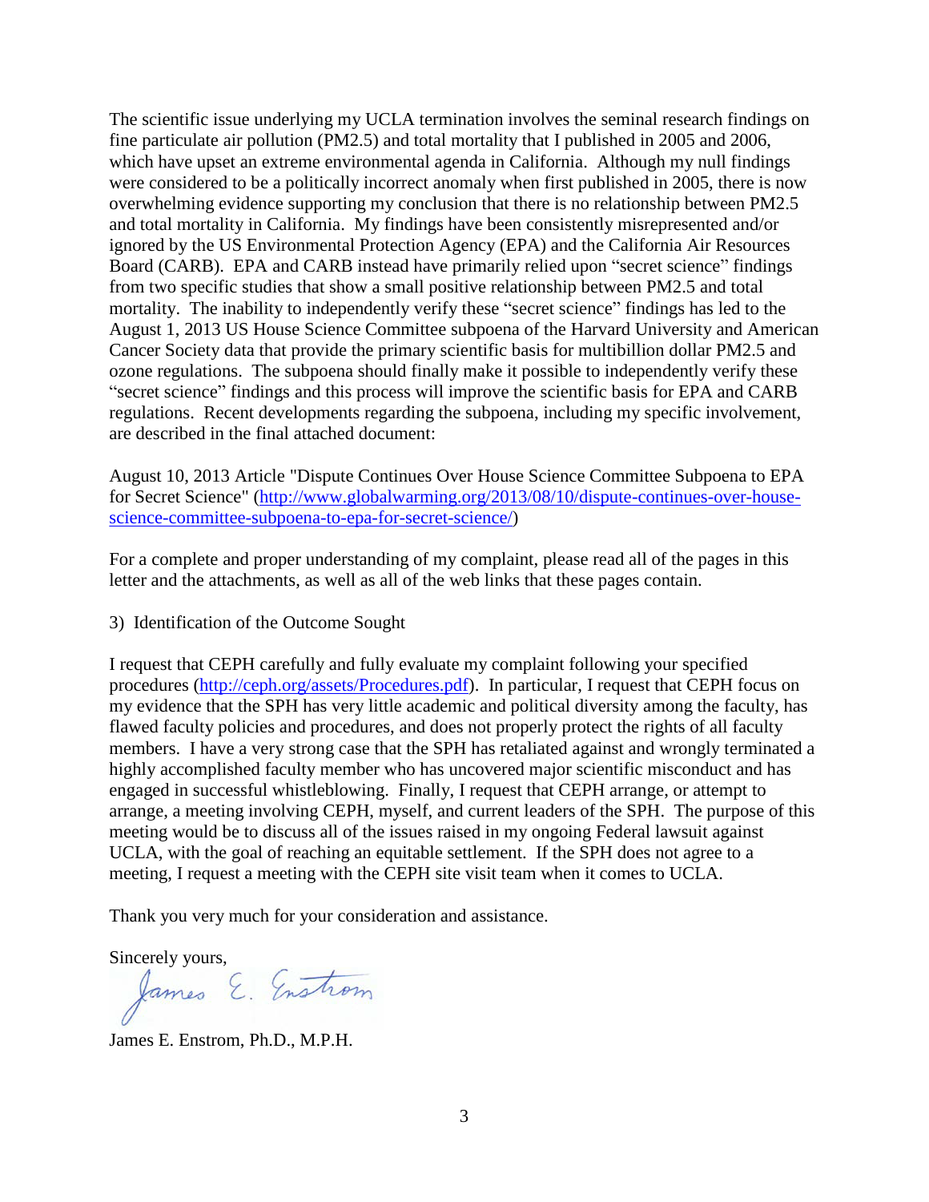The scientific issue underlying my UCLA termination involves the seminal research findings on fine particulate air pollution (PM2.5) and total mortality that I published in 2005 and 2006, which have upset an extreme environmental agenda in California. Although my null findings were considered to be a politically incorrect anomaly when first published in 2005, there is now overwhelming evidence supporting my conclusion that there is no relationship between PM2.5 and total mortality in California. My findings have been consistently misrepresented and/or ignored by the US Environmental Protection Agency (EPA) and the California Air Resources Board (CARB). EPA and CARB instead have primarily relied upon "secret science" findings from two specific studies that show a small positive relationship between PM2.5 and total mortality. The inability to independently verify these "secret science" findings has led to the August 1, 2013 US House Science Committee subpoena of the Harvard University and American Cancer Society data that provide the primary scientific basis for multibillion dollar PM2.5 and ozone regulations. The subpoena should finally make it possible to independently verify these "secret science" findings and this process will improve the scientific basis for EPA and CARB regulations. Recent developments regarding the subpoena, including my specific involvement, are described in the final attached document:

August 10, 2013 Article "Dispute Continues Over House Science Committee Subpoena to EPA for Secret Science" (http://www.globalwarming.org/2013/08/10/dispute-continues-over-house-science-committee-subpoena-to-epa-for-secret-science/)

For a complete and proper understanding of my complaint, please read all of the pages in this letter and the attachments, as well as all of the web links that these pages contain.

3) Identification of the Outcome Sought

I request that CEPH carefully and fully evaluate my complaint following your specified procedures (http://ceph.org/assets/Procedures.pdf). In particular, I request that CEPH focus on my evidence that the SPH has very little academic and political diversity among the faculty, has flawed faculty policies and procedures, and does not properly protect the rights of all faculty members. I have a very strong case that the SPH has retaliated against and wrongly terminated a highly accomplished faculty member who has uncovered major scientific misconduct and has engaged in successful whistleblowing. Finally, I request that CEPH arrange, or attempt to arrange, a meeting involving CEPH, myself, and current leaders of the SPH. The purpose of this meeting would be to discuss all of the issues raised in my ongoing Federal lawsuit against UCLA, with the goal of reaching an equitable settlement. If the SPH does not agree to a meeting, I request a meeting with the CEPH site visit team when it comes to UCLA.

Thank you very much for your consideration and assistance.

Sincerely yours,

James E. Enstrom

James E. Enstrom, Ph.D., M.P.H.